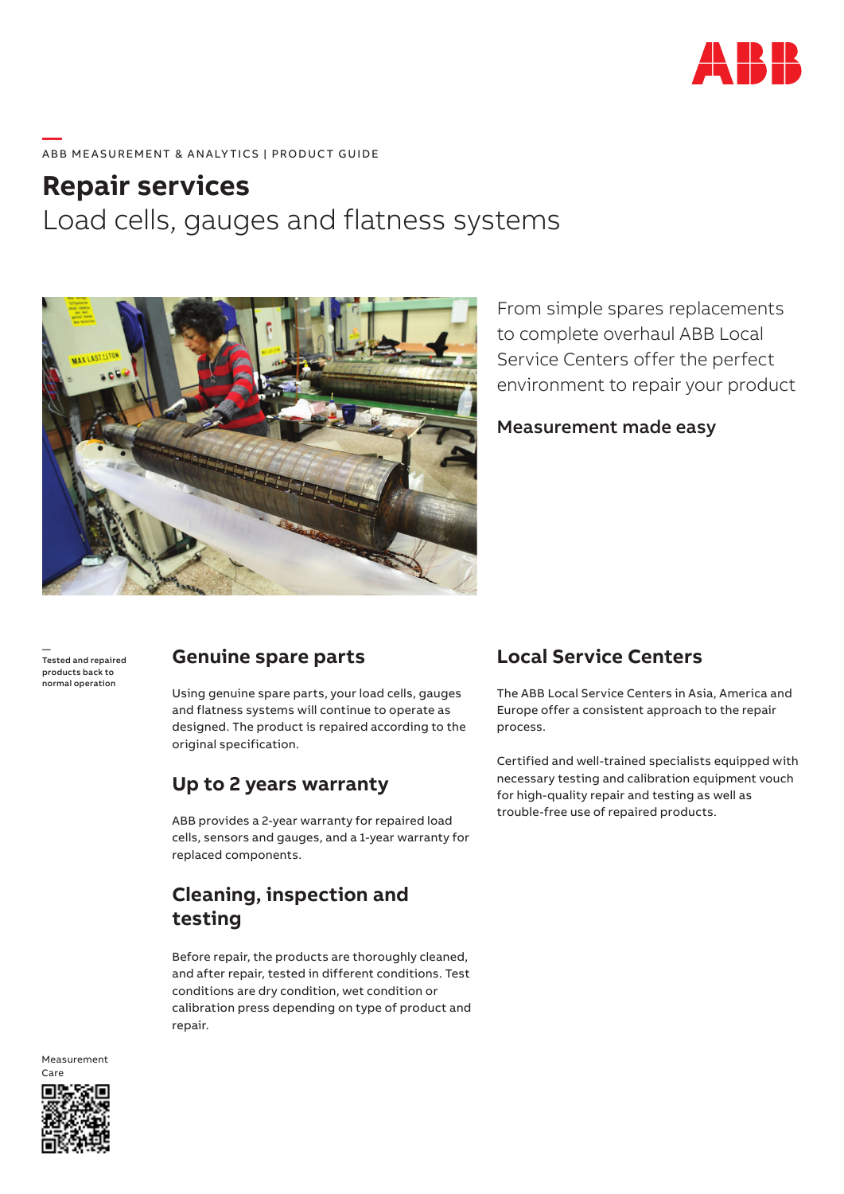ABB MEASUREMENT & ANALYTICS | PRODUCT GUIDE

# Repair services

## Load cells, gauges and flatness systems

From simple spares replacements to complete overhaul ABB Local Service Centers offer the perfect environment to repair your product

**Measurement made easy**

Tested and repaired products back to normal operation

## Genuine spare parts

Using genuine spare parts, your load cells, gauges and flatness systems will continue to operate as designed. The product is repaired according to the original specification.

## Up to 2 years warranty

ABB provides a 2-year warranty for repaired load cells, sensors and gauges, and a 1-year warranty for replaced components.

## Cleaning, inspection and testing

Before repair, the products are thoroughly cleaned, and after repair, tested in different conditions. Test conditions are dry condition, wet condition or calibration press depending on type of product and repair.

## Local Service Centers

The ABB Local Service Centers in Asia, America and Europe offer a consistent approach to the repair process.

Certified and well-trained specialists equipped with necessary testing and calibration equipment vouch for high-quality repair and testing as well as trouble-free use of repaired products.

Measurement Care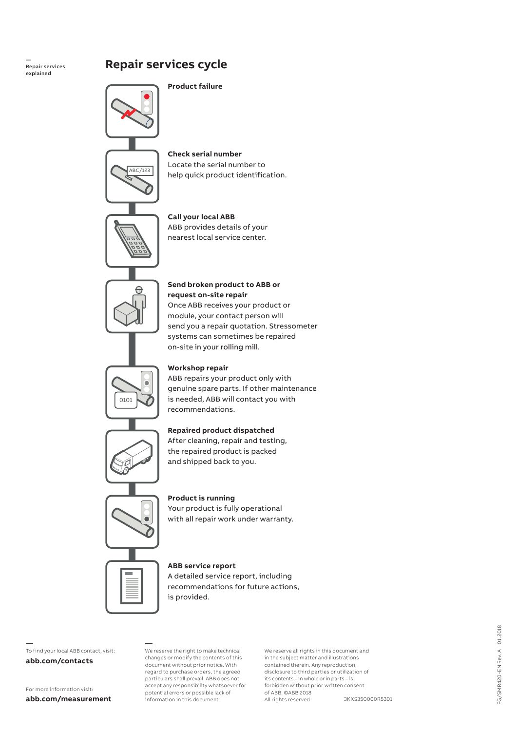Repair services explained

# Repair services cycle

**Product failure**

**Check serial number**
Locate the serial number to help quick product identification.

**Call your local ABB**
ABB provides details of your nearest local service center.

**Send broken product to ABB or request on-site repair**
Once ABB receives your product or module, your contact person will send you a repair quotation. Stressometer systems can sometimes be repaired on-site in your rolling mill.

**Workshop repair**
ABB repairs your product only with genuine spare parts. If other maintenance is needed, ABB will contact you with recommendations.

**Repaired product dispatched**
After cleaning, repair and testing, the repaired product is packed and shipped back to you.

**Product is running**
Your product is fully operational with all repair work under warranty.

**ABB service report**
A detailed service report, including recommendations for future actions, is provided.

---

To find your local ABB contact, visit:
**abb.com/contacts**

For more information visit:
**abb.com/measurement**

We reserve the right to make technical changes or modify the contents of this document without prior notice. With regard to purchase orders, the agreed particulars shall prevail. ABB does not accept any responsibility whatsoever for potential errors or possible lack of information in this document.

We reserve all rights in this document and in the subject matter and illustrations contained therein. Any reproduction, disclosure to third parties or utilization of its contents – in whole or in parts – is forbidden without prior written consent of ABB. ©ABB 2018
All rights reserved

3KXS350000R5301

PG/SMR420-EN Rev. A 01.2018